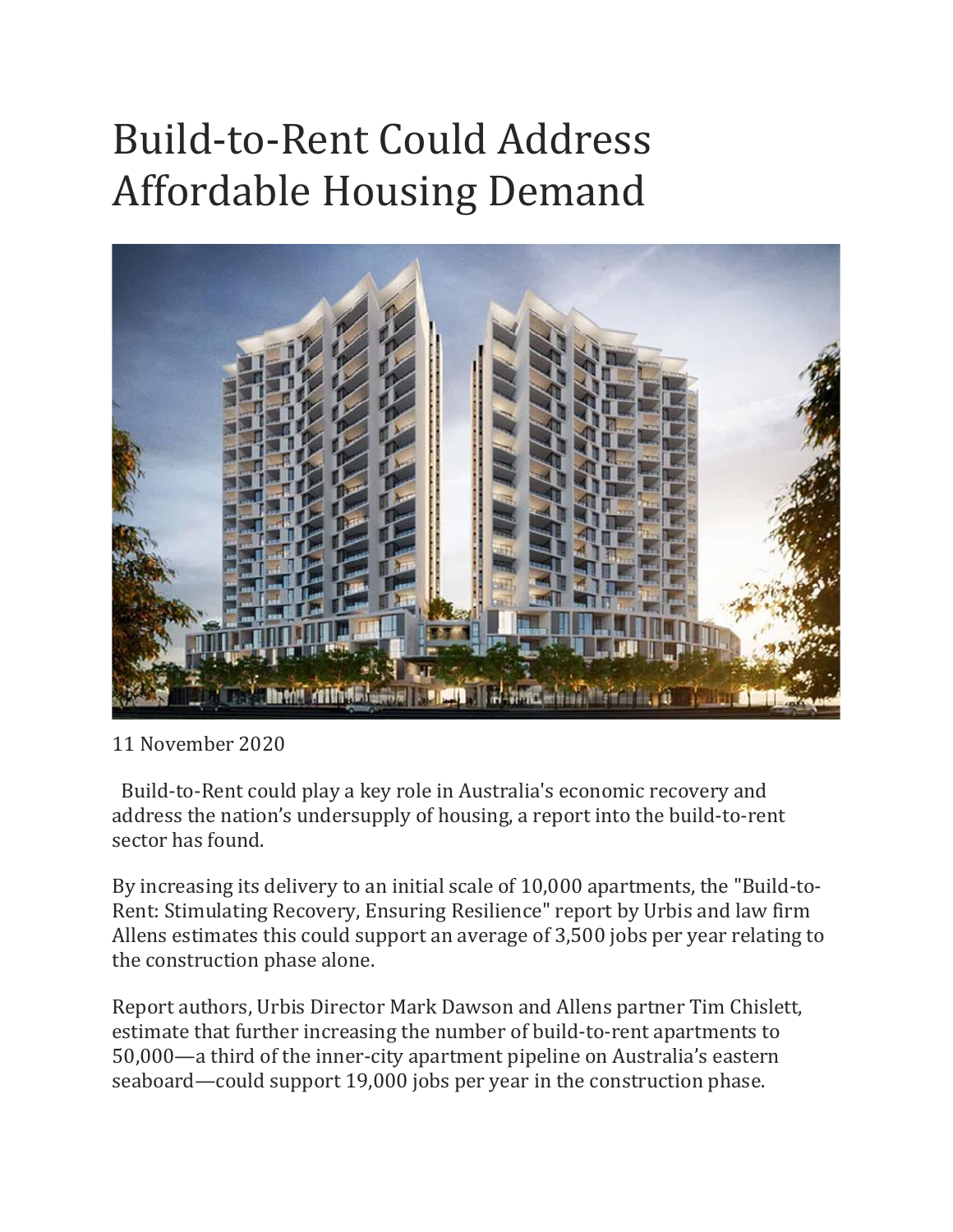# Build-to-Rent Could Address Affordable Housing Demand

11 November 2020

Build-to-Rent could play a key role in Australia's economic recovery and address the nation's undersupply of housing, a report into the build-to-rent sector has found.

By increasing its delivery to an initial scale of 10,000 apartments, the "Build-to-Rent: Stimulating Recovery, Ensuring Resilience" report by Urbis and law firm Allens estimates this could support an average of 3,500 jobs per year relating to the construction phase alone.

Report authors, Urbis Director Mark Dawson and Allens partner Tim Chislett, estimate that further increasing the number of build-to-rent apartments to 50,000—a third of the inner-city apartment pipeline on Australia's eastern seaboard—could support 19,000 jobs per year in the construction phase.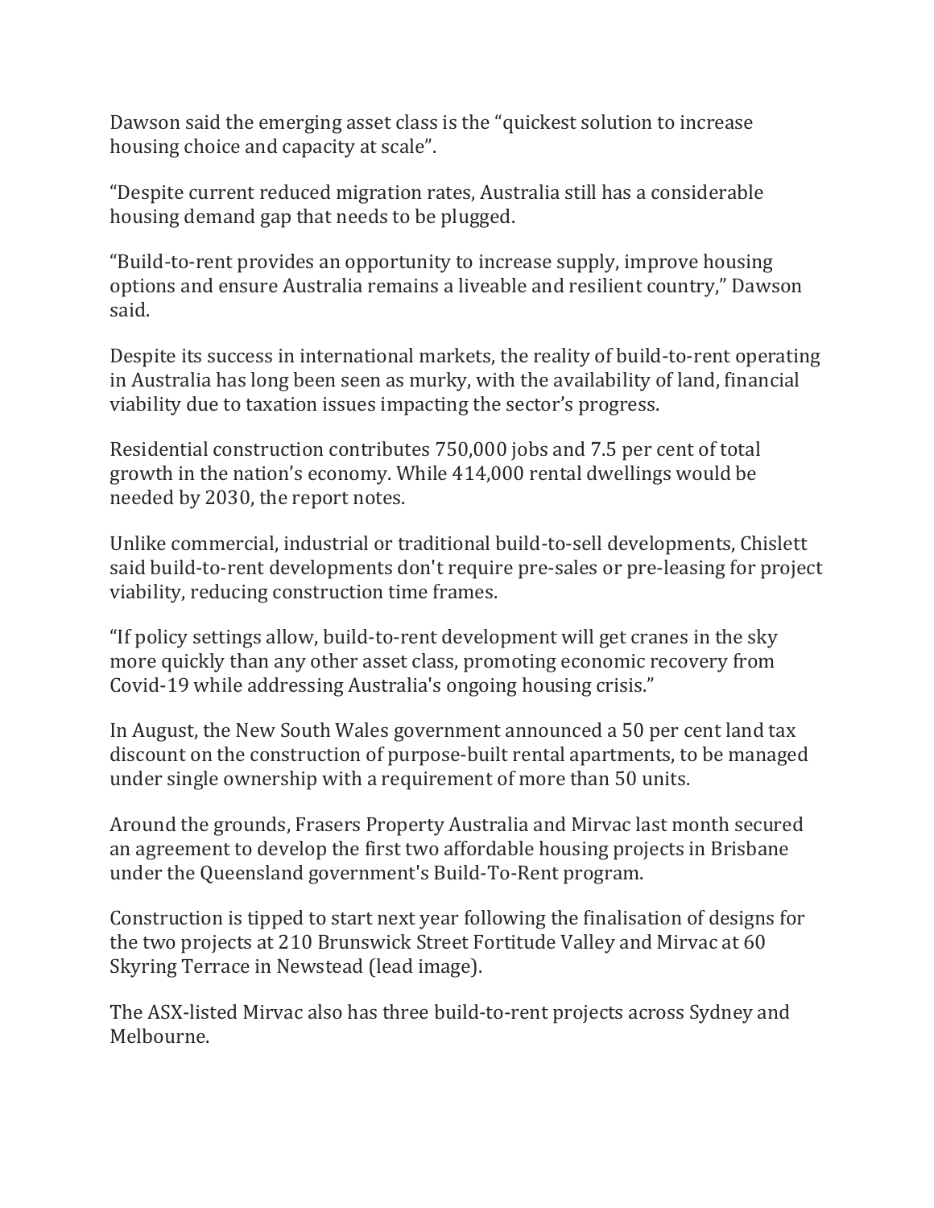Dawson said the emerging asset class is the “quickest solution to increase housing choice and capacity at scale”.

“Despite current reduced migration rates, Australia still has a considerable housing demand gap that needs to be plugged.

“Build-to-rent provides an opportunity to increase supply, improve housing options and ensure Australia remains a liveable and resilient country,” Dawson said.

Despite its success in international markets, the reality of build-to-rent operating in Australia has long been seen as murky, with the availability of land, financial viability due to taxation issues impacting the sector’s progress.

Residential construction contributes 750,000 jobs and 7.5 per cent of total growth in the nation’s economy. While 414,000 rental dwellings would be needed by 2030, the report notes.

Unlike commercial, industrial or traditional build-to-sell developments, Chislett said build-to-rent developments don't require pre-sales or pre-leasing for project viability, reducing construction time frames.

“If policy settings allow, build-to-rent development will get cranes in the sky more quickly than any other asset class, promoting economic recovery from Covid-19 while addressing Australia's ongoing housing crisis.”

In August, the New South Wales government announced a 50 per cent land tax discount on the construction of purpose-built rental apartments, to be managed under single ownership with a requirement of more than 50 units.

Around the grounds, Frasers Property Australia and Mirvac last month secured an agreement to develop the first two affordable housing projects in Brisbane under the Queensland government's Build-To-Rent program.

Construction is tipped to start next year following the finalisation of designs for the two projects at 210 Brunswick Street Fortitude Valley and Mirvac at 60 Skyring Terrace in Newstead (lead image).

The ASX-listed Mirvac also has three build-to-rent projects across Sydney and Melbourne.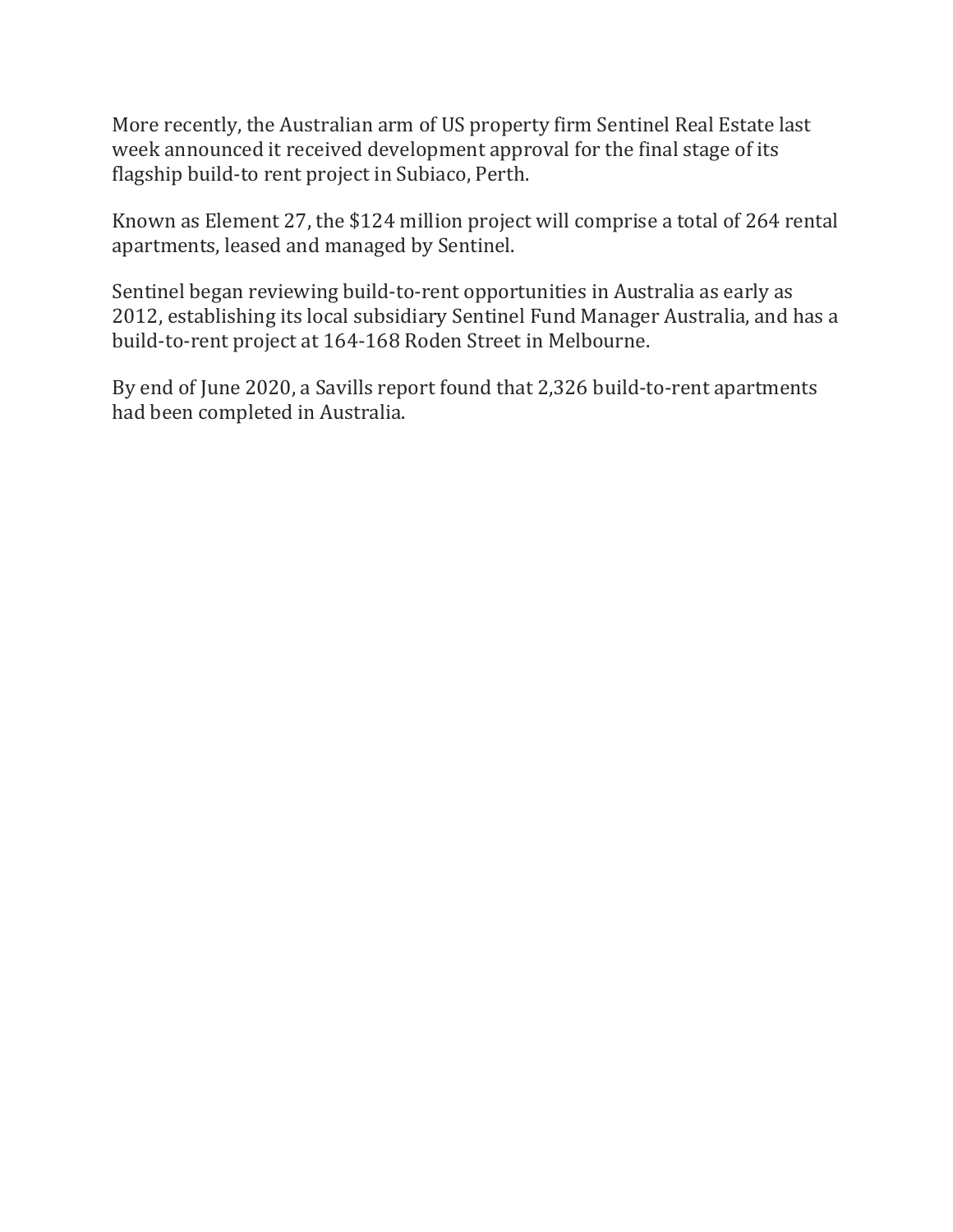More recently, the Australian arm of US property firm Sentinel Real Estate last week announced it received development approval for the final stage of its flagship build-to rent project in Subiaco, Perth.

Known as Element 27, the $124 million project will comprise a total of 264 rental apartments, leased and managed by Sentinel.

Sentinel began reviewing build-to-rent opportunities in Australia as early as 2012, establishing its local subsidiary Sentinel Fund Manager Australia, and has a build-to-rent project at 164-168 Roden Street in Melbourne.

By end of June 2020, a Savills report found that 2,326 build-to-rent apartments had been completed in Australia.